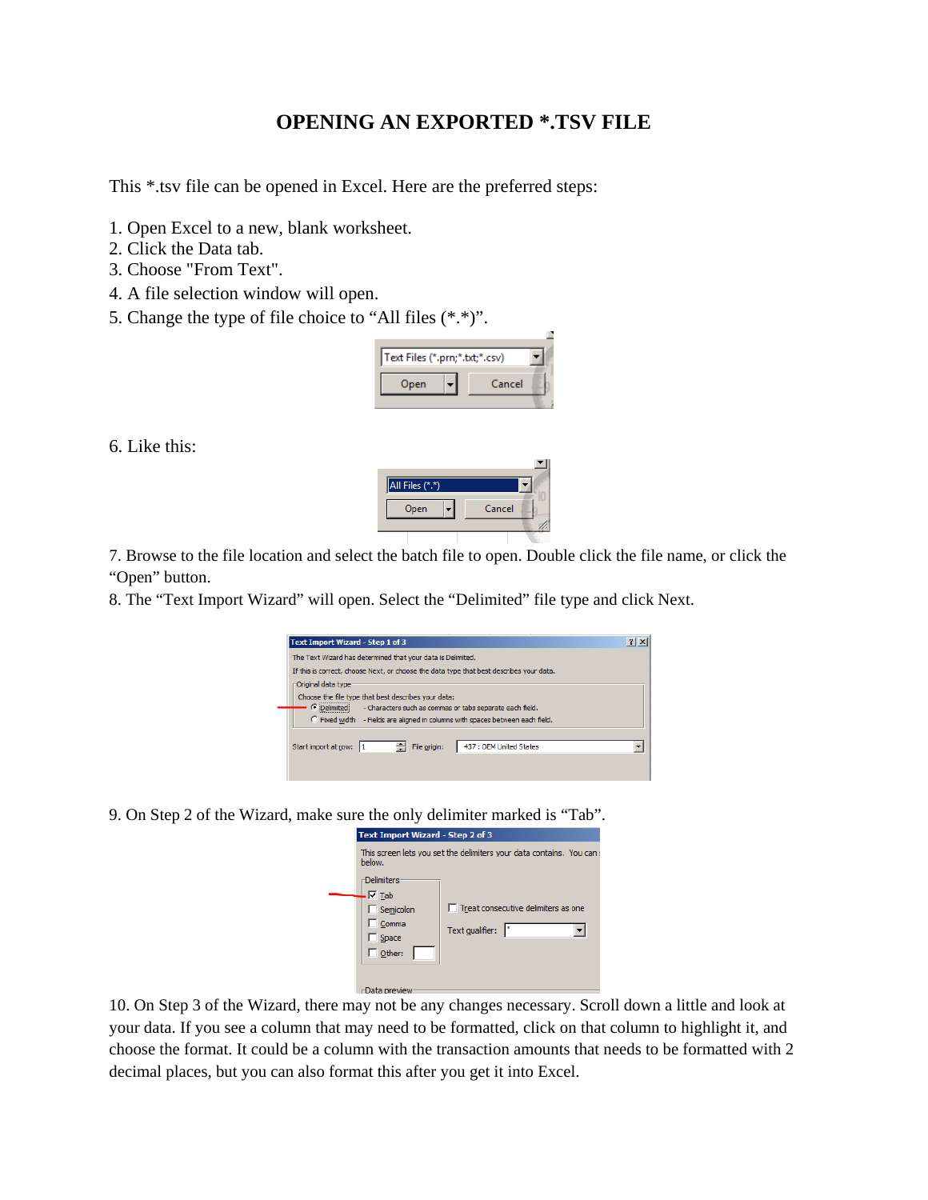# OPENING AN EXPORTED *.TSV FILE

This *.tsv file can be opened in Excel. Here are the preferred steps:

1. Open Excel to a new, blank worksheet.
2. Click the Data tab.
3. Choose "From Text".
4. A file selection window will open.
5. Change the type of file choice to “All files (*.*)”.

6. Like this:

7. Browse to the file location and select the batch file to open. Double click the file name, or click the “Open” button.
8. The “Text Import Wizard” will open. Select the “Delimited” file type and click Next.

9. On Step 2 of the Wizard, make sure the only delimiter marked is “Tab”.

10. On Step 3 of the Wizard, there may not be any changes necessary. Scroll down a little and look at your data. If you see a column that may need to be formatted, click on that column to highlight it, and choose the format. It could be a column with the transaction amounts that needs to be formatted with 2 decimal places, but you can also format this after you get it into Excel.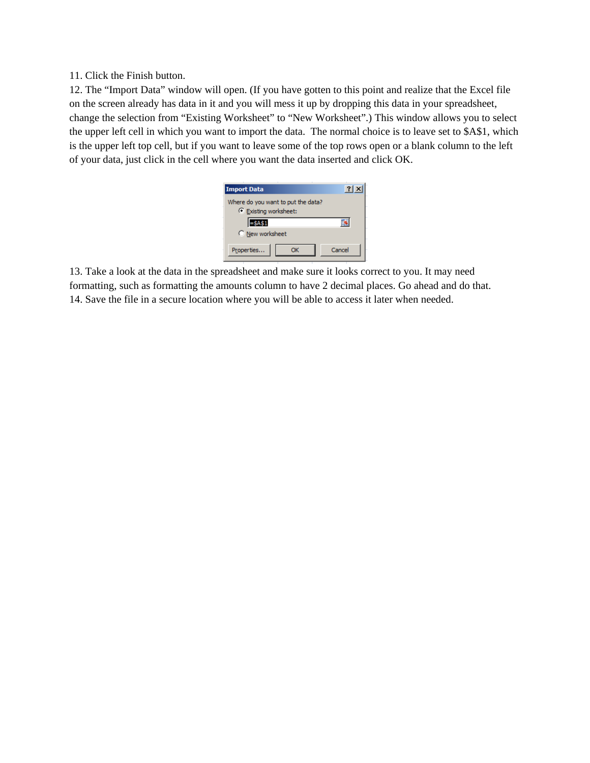11. Click the Finish button.

12. The “Import Data” window will open. (If you have gotten to this point and realize that the Excel file on the screen already has data in it and you will mess it up by dropping this data in your spreadsheet, change the selection from “Existing Worksheet” to “New Worksheet”.) This window allows you to select the upper left cell in which you want to import the data. The normal choice is to leave set to $A$1, which is the upper left top cell, but if you want to leave some of the top rows open or a blank column to the left of your data, just click in the cell where you want the data inserted and click OK.

13. Take a look at the data in the spreadsheet and make sure it looks correct to you. It may need formatting, such as formatting the amounts column to have 2 decimal places. Go ahead and do that.

14. Save the file in a secure location where you will be able to access it later when needed.